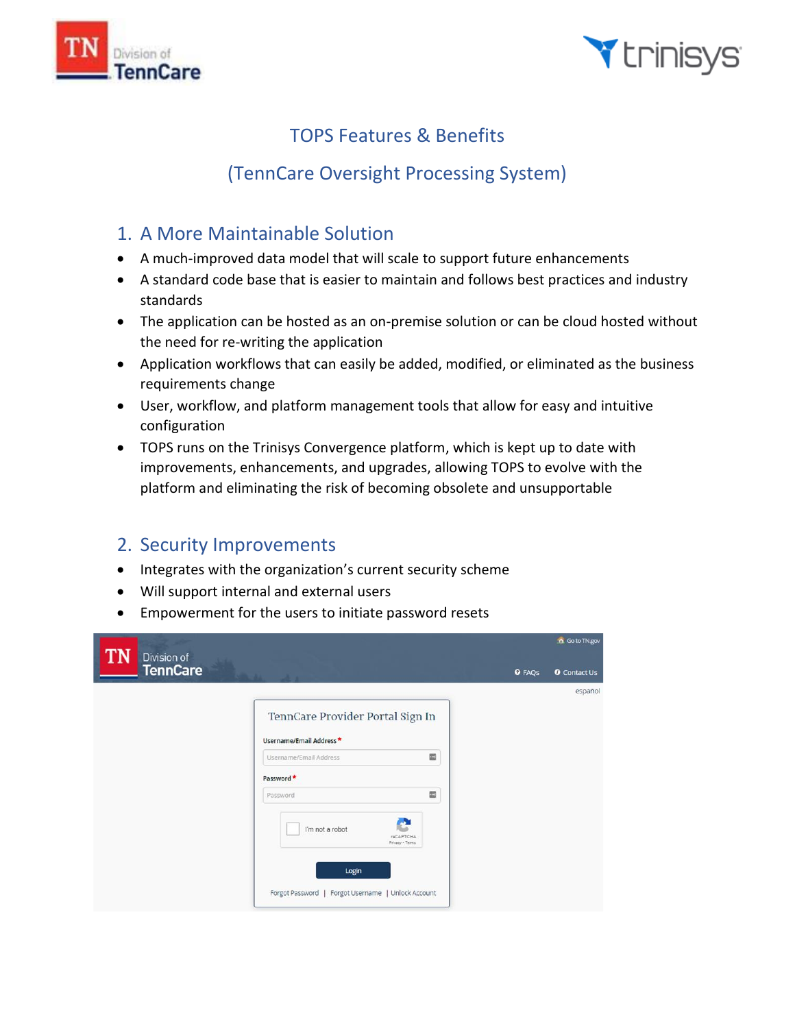# TOPS Features & Benefits

## (TennCare Oversight Processing System)

## 1. A More Maintainable Solution

- A much-improved data model that will scale to support future enhancements
- A standard code base that is easier to maintain and follows best practices and industry standards
- The application can be hosted as an on-premise solution or can be cloud hosted without the need for re-writing the application
- Application workflows that can easily be added, modified, or eliminated as the business requirements change
- User, workflow, and platform management tools that allow for easy and intuitive configuration
- TOPS runs on the Trinisys Convergence platform, which is kept up to date with improvements, enhancements, and upgrades, allowing TOPS to evolve with the platform and eliminating the risk of becoming obsolete and unsupportable

## 2. Security Improvements

- Integrates with the organization's current security scheme
- Will support internal and external users
- Empowerment for the users to initiate password resets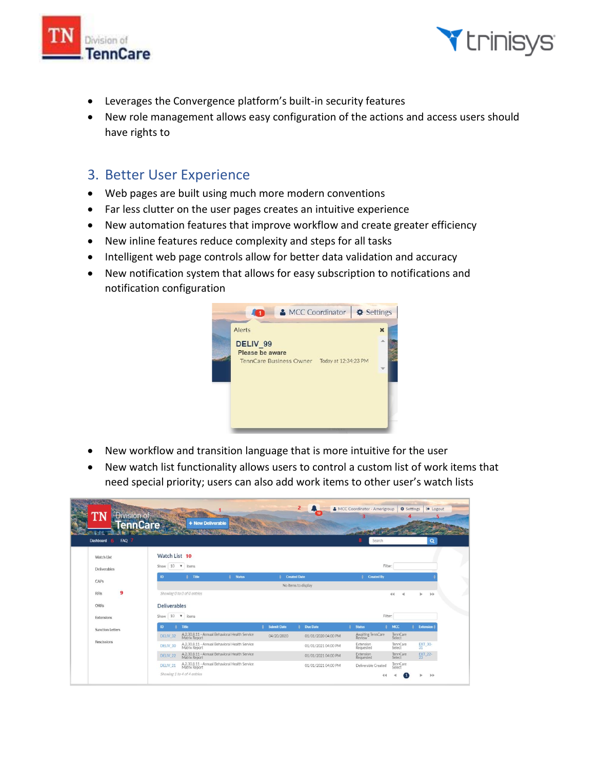- Leverages the Convergence platform's built-in security features
- New role management allows easy configuration of the actions and access users should have rights to

## 3. Better User Experience

- Web pages are built using much more modern conventions
- Far less clutter on the user pages creates an intuitive experience
- New automation features that improve workflow and create greater efficiency
- New inline features reduce complexity and steps for all tasks
- Intelligent web page controls allow for better data validation and accuracy
- New notification system that allows for easy subscription to notifications and notification configuration

- New workflow and transition language that is more intuitive for the user
- New watch list functionality allows users to control a custom list of work items that need special priority; users can also add work items to other user's watch lists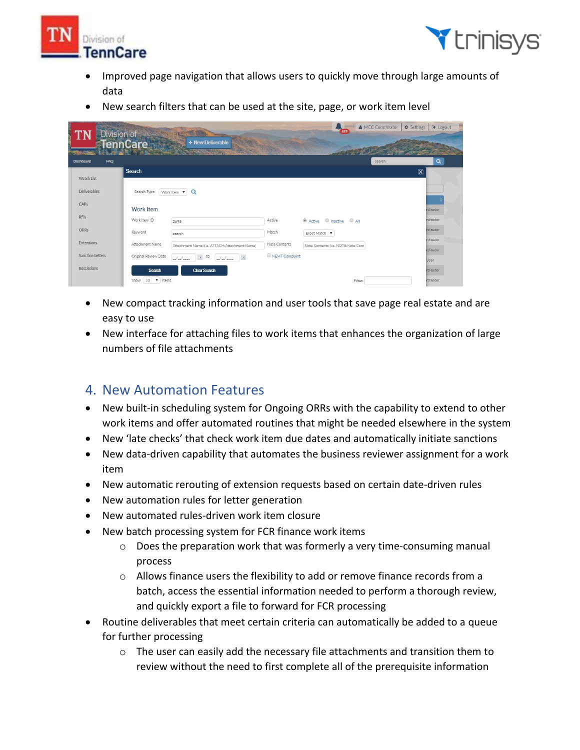- Improved page navigation that allows users to quickly move through large amounts of data
- New search filters that can be used at the site, page, or work item level

- New compact tracking information and user tools that save page real estate and are easy to use
- New interface for attaching files to work items that enhances the organization of large numbers of file attachments

## 4. New Automation Features

- New built-in scheduling system for Ongoing ORRs with the capability to extend to other work items and offer automated routines that might be needed elsewhere in the system
- New 'late checks' that check work item due dates and automatically initiate sanctions
- New data-driven capability that automates the business reviewer assignment for a work item
- New automatic rerouting of extension requests based on certain date-driven rules
- New automation rules for letter generation
- New automated rules-driven work item closure
- New batch processing system for FCR finance work items
  - Does the preparation work that was formerly a very time-consuming manual process
  - Allows finance users the flexibility to add or remove finance records from a batch, access the essential information needed to perform a thorough review, and quickly export a file to forward for FCR processing
- Routine deliverables that meet certain criteria can automatically be added to a queue for further processing
  - The user can easily add the necessary file attachments and transition them to review without the need to first complete all of the prerequisite information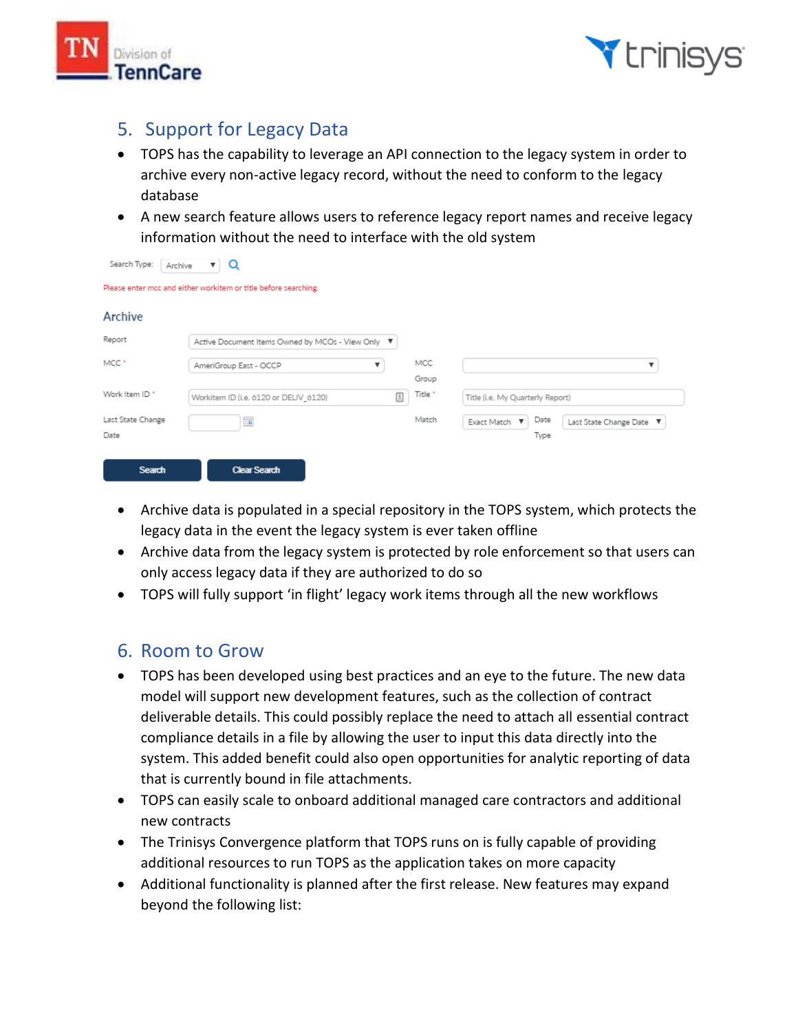## 5. Support for Legacy Data

- TOPS has the capability to leverage an API connection to the legacy system in order to archive every non-active legacy record, without the need to conform to the legacy database
- A new search feature allows users to reference legacy report names and receive legacy information without the need to interface with the old system

Search Type: Archive

Please enter mcc and either workitem or title before searching.

**Archive**

| | | | |
|---|---|---|---|
| Report | Active Document Items Owned by MCOs - View Only | | |
| MCC * | AmeriGroup East - OCCP | MCC Group | |
| Work Item ID * | Workitem ID (i.e. 6120 or DELIV_6120) | Title * | Title (i.e. My Quarterly Report) |
| Last State Change Date | | Match | Exact Match; Date Type: Last State Change Date |

Search | Clear Search

- Archive data is populated in a special repository in the TOPS system, which protects the legacy data in the event the legacy system is ever taken offline
- Archive data from the legacy system is protected by role enforcement so that users can only access legacy data if they are authorized to do so
- TOPS will fully support 'in flight' legacy work items through all the new workflows

## 6. Room to Grow

- TOPS has been developed using best practices and an eye to the future. The new data model will support new development features, such as the collection of contract deliverable details. This could possibly replace the need to attach all essential contract compliance details in a file by allowing the user to input this data directly into the system. This added benefit could also open opportunities for analytic reporting of data that is currently bound in file attachments.
- TOPS can easily scale to onboard additional managed care contractors and additional new contracts
- The Trinisys Convergence platform that TOPS runs on is fully capable of providing additional resources to run TOPS as the application takes on more capacity
- Additional functionality is planned after the first release. New features may expand beyond the following list: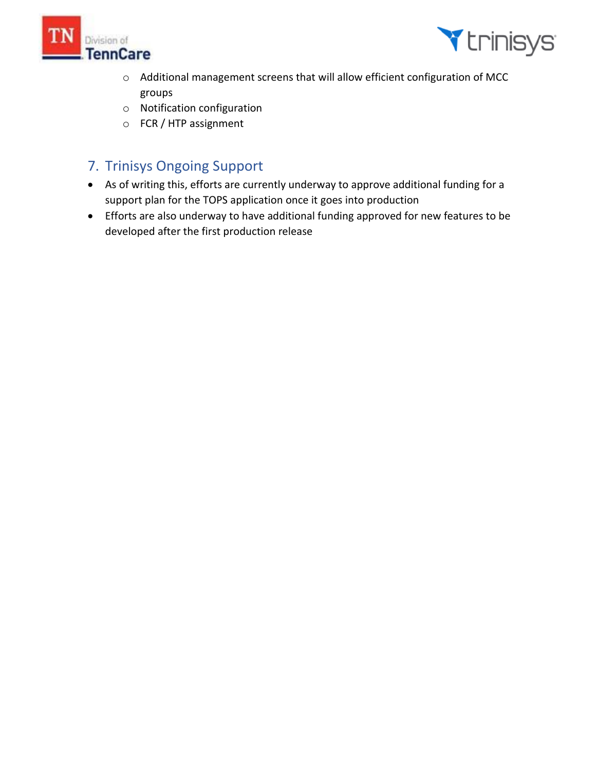- Additional management screens that will allow efficient configuration of MCC groups
  - Notification configuration
  - FCR / HTP assignment

## 7. Trinisys Ongoing Support

- As of writing this, efforts are currently underway to approve additional funding for a support plan for the TOPS application once it goes into production
- Efforts are also underway to have additional funding approved for new features to be developed after the first production release